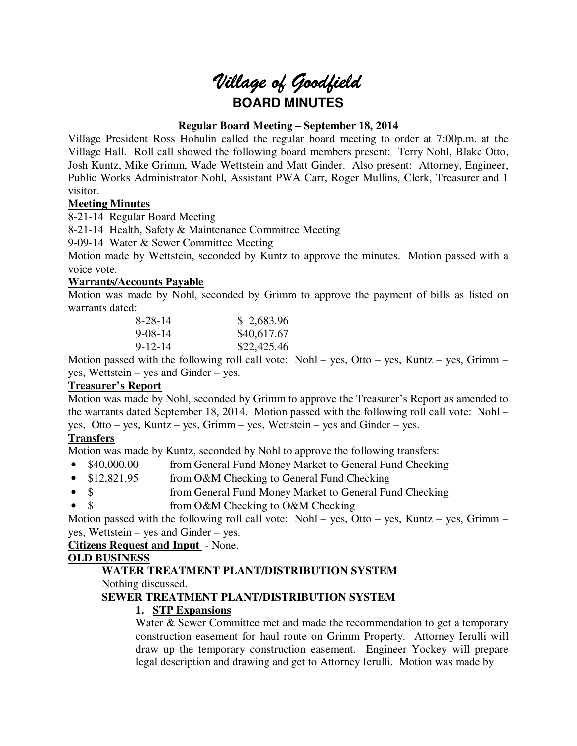# *Village of Goodfield*

## BOARD MINUTES

**Regular Board Meeting – September 18, 2014**

Village President Ross Hohulin called the regular board meeting to order at 7:00p.m. at the Village Hall. Roll call showed the following board members present: Terry Nohl, Blake Otto, Josh Kuntz, Mike Grimm, Wade Wettstein and Matt Ginder. Also present: Attorney, Engineer, Public Works Administrator Nohl, Assistant PWA Carr, Roger Mullins, Clerk, Treasurer and 1 visitor.

**Meeting Minutes**

8-21-14 Regular Board Meeting

8-21-14 Health, Safety & Maintenance Committee Meeting

9-09-14 Water & Sewer Committee Meeting

Motion made by Wettstein, seconded by Kuntz to approve the minutes. Motion passed with a voice vote.

**Warrants/Accounts Payable**

Motion was made by Nohl, seconded by Grimm to approve the payment of bills as listed on warrants dated:

| | |
|---|---|
| 8-28-14 | $ 2,683.96 |
| 9-08-14 | $40,617.67 |
| 9-12-14 | $22,425.46 |

Motion passed with the following roll call vote: Nohl – yes, Otto – yes, Kuntz – yes, Grimm – yes, Wettstein – yes and Ginder – yes.

**Treasurer's Report**

Motion was made by Nohl, seconded by Grimm to approve the Treasurer's Report as amended to the warrants dated September 18, 2014. Motion passed with the following roll call vote: Nohl – yes, Otto – yes, Kuntz – yes, Grimm – yes, Wettstein – yes and Ginder – yes.

**Transfers**

Motion was made by Kuntz, seconded by Nohl to approve the following transfers:

- $40,000.00 from General Fund Money Market to General Fund Checking
- $12,821.95 from O&M Checking to General Fund Checking
- $ from General Fund Money Market to General Fund Checking
- $ from O&M Checking to O&M Checking

Motion passed with the following roll call vote: Nohl – yes, Otto – yes, Kuntz – yes, Grimm – yes, Wettstein – yes and Ginder – yes.

**Citizens Request and Input** - None.

**OLD BUSINESS**

**WATER TREATMENT PLANT/DISTRIBUTION SYSTEM**

Nothing discussed.

**SEWER TREATMENT PLANT/DISTRIBUTION SYSTEM**

1. **STP Expansions**

   Water & Sewer Committee met and made the recommendation to get a temporary construction easement for haul route on Grimm Property. Attorney Ierulli will draw up the temporary construction easement. Engineer Yockey will prepare legal description and drawing and get to Attorney Ierulli. Motion was made by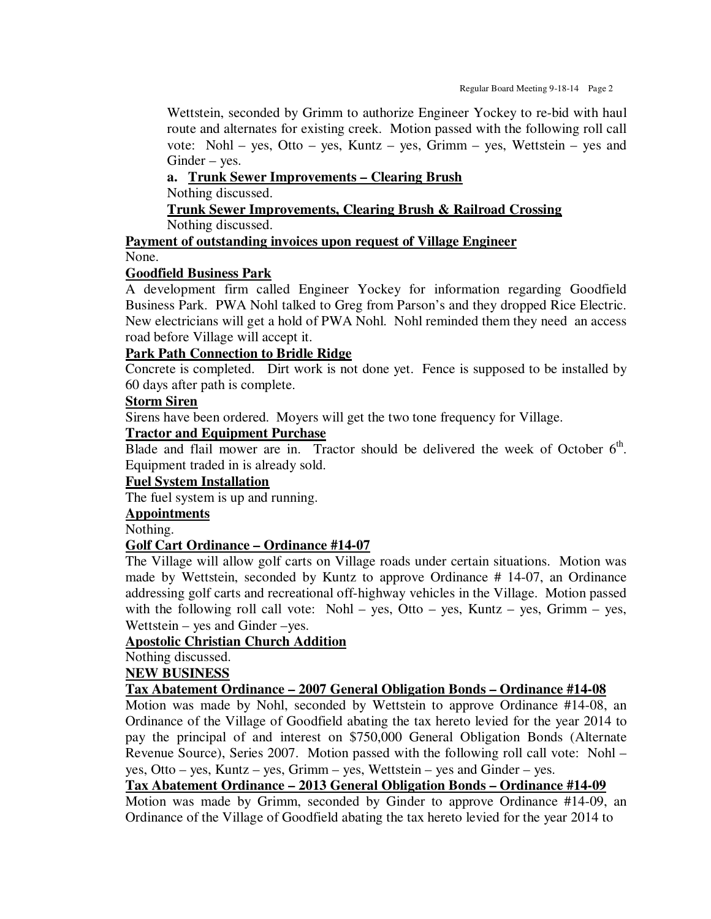Wettstein, seconded by Grimm to authorize Engineer Yockey to re-bid with haul route and alternates for existing creek. Motion passed with the following roll call vote: Nohl – yes, Otto – yes, Kuntz – yes, Grimm – yes, Wettstein – yes and Ginder – yes.

**a. Trunk Sewer Improvements – Clearing Brush**

Nothing discussed.

**Trunk Sewer Improvements, Clearing Brush & Railroad Crossing**

Nothing discussed.

**Payment of outstanding invoices upon request of Village Engineer**

None.

**Goodfield Business Park**

A development firm called Engineer Yockey for information regarding Goodfield Business Park. PWA Nohl talked to Greg from Parson's and they dropped Rice Electric. New electricians will get a hold of PWA Nohl. Nohl reminded them they need an access road before Village will accept it.

**Park Path Connection to Bridle Ridge**

Concrete is completed. Dirt work is not done yet. Fence is supposed to be installed by 60 days after path is complete.

**Storm Siren**

Sirens have been ordered. Moyers will get the two tone frequency for Village.

**Tractor and Equipment Purchase**

Blade and flail mower are in. Tractor should be delivered the week of October 6th. Equipment traded in is already sold.

**Fuel System Installation**

The fuel system is up and running.

**Appointments**

Nothing.

**Golf Cart Ordinance – Ordinance #14-07**

The Village will allow golf carts on Village roads under certain situations. Motion was made by Wettstein, seconded by Kuntz to approve Ordinance # 14-07, an Ordinance addressing golf carts and recreational off-highway vehicles in the Village. Motion passed with the following roll call vote: Nohl – yes, Otto – yes, Kuntz – yes, Grimm – yes, Wettstein – yes and Ginder –yes.

**Apostolic Christian Church Addition**

Nothing discussed.

**NEW BUSINESS**

**Tax Abatement Ordinance – 2007 General Obligation Bonds – Ordinance #14-08**

Motion was made by Nohl, seconded by Wettstein to approve Ordinance #14-08, an Ordinance of the Village of Goodfield abating the tax hereto levied for the year 2014 to pay the principal of and interest on $750,000 General Obligation Bonds (Alternate Revenue Source), Series 2007. Motion passed with the following roll call vote: Nohl – yes, Otto – yes, Kuntz – yes, Grimm – yes, Wettstein – yes and Ginder – yes.

**Tax Abatement Ordinance – 2013 General Obligation Bonds – Ordinance #14-09**

Motion was made by Grimm, seconded by Ginder to approve Ordinance #14-09, an Ordinance of the Village of Goodfield abating the tax hereto levied for the year 2014 to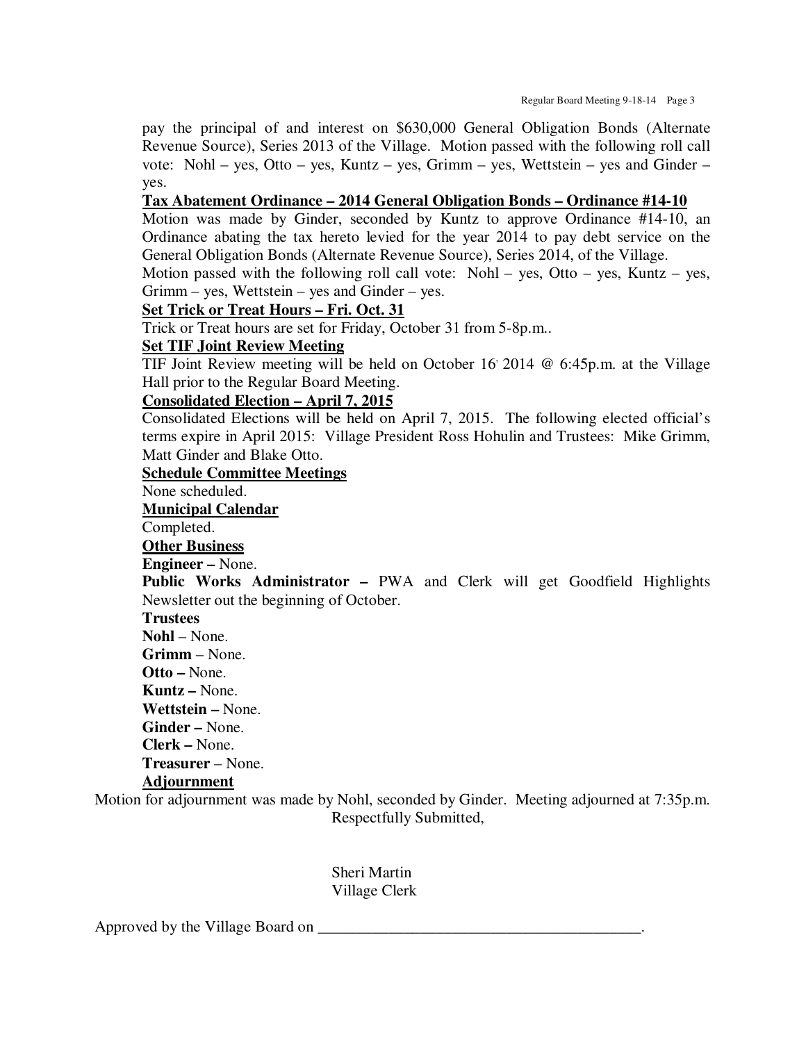pay the principal of and interest on $630,000 General Obligation Bonds (Alternate Revenue Source), Series 2013 of the Village. Motion passed with the following roll call vote: Nohl – yes, Otto – yes, Kuntz – yes, Grimm – yes, Wettstein – yes and Ginder – yes.

**Tax Abatement Ordinance – 2014 General Obligation Bonds – Ordinance #14-10**

Motion was made by Ginder, seconded by Kuntz to approve Ordinance #14-10, an Ordinance abating the tax hereto levied for the year 2014 to pay debt service on the General Obligation Bonds (Alternate Revenue Source), Series 2014, of the Village.

Motion passed with the following roll call vote: Nohl – yes, Otto – yes, Kuntz – yes, Grimm – yes, Wettstein – yes and Ginder – yes.

**Set Trick or Treat Hours – Fri. Oct. 31**

Trick or Treat hours are set for Friday, October 31 from 5-8p.m..

**Set TIF Joint Review Meeting**

TIF Joint Review meeting will be held on October 16, 2014 @ 6:45p.m. at the Village Hall prior to the Regular Board Meeting.

**Consolidated Election – April 7, 2015**

Consolidated Elections will be held on April 7, 2015. The following elected official's terms expire in April 2015: Village President Ross Hohulin and Trustees: Mike Grimm, Matt Ginder and Blake Otto.

**Schedule Committee Meetings**

None scheduled.

**Municipal Calendar**

Completed.

**Other Business**

**Engineer –** None.

**Public Works Administrator –** PWA and Clerk will get Goodfield Highlights Newsletter out the beginning of October.

**Trustees**

**Nohl** – None.

**Grimm** – None.

**Otto –** None.

**Kuntz –** None.

**Wettstein –** None.

**Ginder –** None.

**Clerk –** None.

**Treasurer** – None.

**Adjournment**

Motion for adjournment was made by Nohl, seconded by Ginder. Meeting adjourned at 7:35p.m.

Respectfully Submitted,

Sheri Martin
Village Clerk

Approved by the Village Board on \_\_\_\_\_\_\_\_\_\_\_\_\_\_\_\_\_\_\_\_\_\_\_\_\_\_\_\_\_\_\_\_\_\_\_\_\_\_\_\_\_\_.